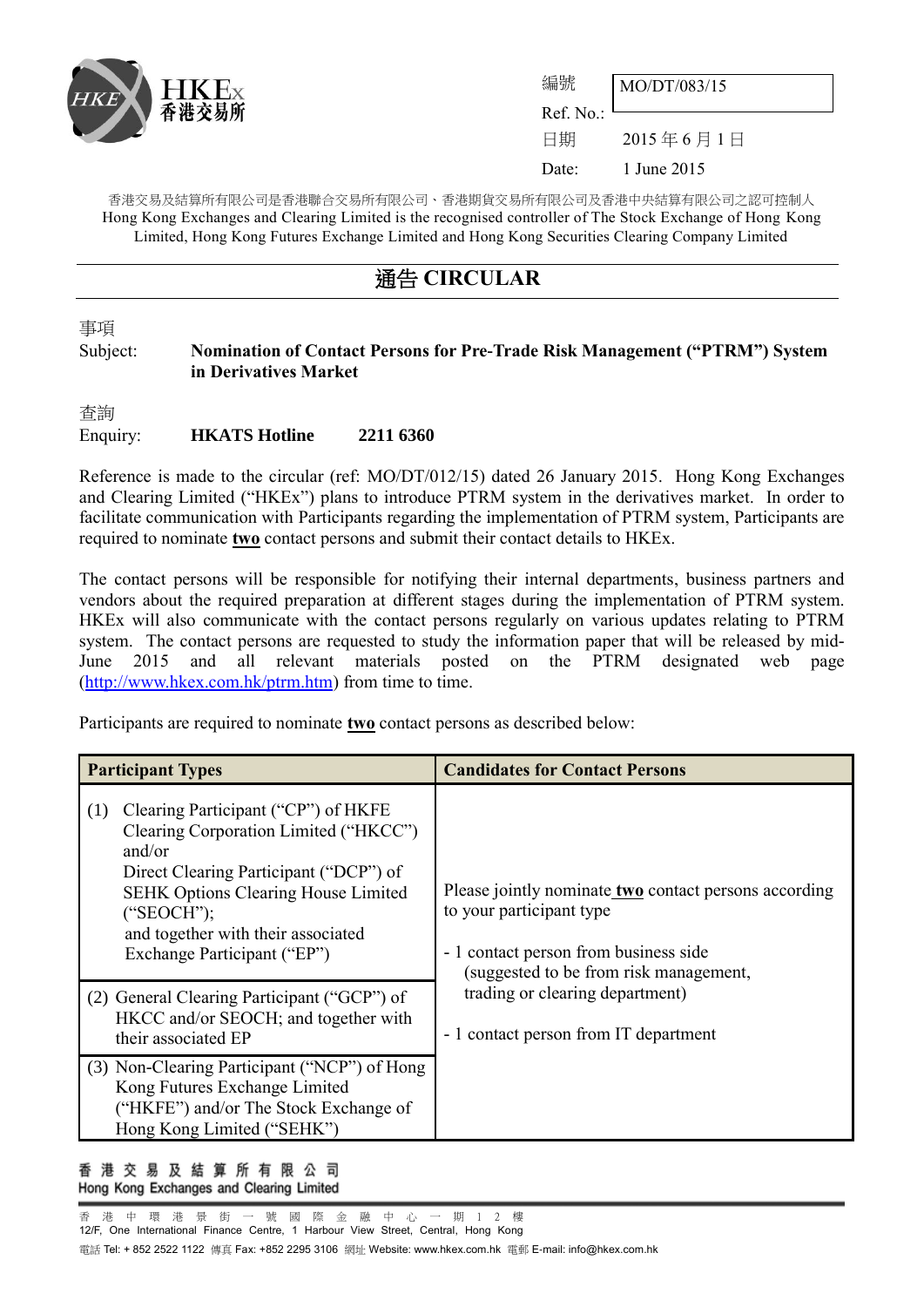HKEx 香港交易所

| 編號 Ref. No.: | MO/DT/083/15 |
|---|---|
| 日期 Date: | 2015 年 6 月 1 日 1 June 2015 |

香港交易及結算所有限公司是香港聯合交易所有限公司、香港期貨交易所有限公司及香港中央結算有限公司之認可控制人
Hong Kong Exchanges and Clearing Limited is the recognised controller of The Stock Exchange of Hong Kong Limited, Hong Kong Futures Exchange Limited and Hong Kong Securities Clearing Company Limited

# 通告 CIRCULAR

事項
Subject: **Nomination of Contact Persons for Pre-Trade Risk Management ("PTRM") System in Derivatives Market**

查詢
Enquiry: **HKATS Hotline 2211 6360**

Reference is made to the circular (ref: MO/DT/012/15) dated 26 January 2015. Hong Kong Exchanges and Clearing Limited ("HKEx") plans to introduce PTRM system in the derivatives market. In order to facilitate communication with Participants regarding the implementation of PTRM system, Participants are required to nominate **two** contact persons and submit their contact details to HKEx.

The contact persons will be responsible for notifying their internal departments, business partners and vendors about the required preparation at different stages during the implementation of PTRM system. HKEx will also communicate with the contact persons regularly on various updates relating to PTRM system. The contact persons are requested to study the information paper that will be released by mid-June 2015 and all relevant materials posted on the PTRM designated web page (http://www.hkex.com.hk/ptrm.htm) from time to time.

Participants are required to nominate **two** contact persons as described below:

| Participant Types | Candidates for Contact Persons |
|---|---|
| (1) Clearing Participant ("CP") of HKFE Clearing Corporation Limited ("HKCC") and/or Direct Clearing Participant ("DCP") of SEHK Options Clearing House Limited ("SEOCH"); and together with their associated Exchange Participant ("EP") | Please jointly nominate **two** contact persons according to your participant type<br><br>- 1 contact person from business side (suggested to be from risk management, trading or clearing department)<br><br>- 1 contact person from IT department |
| (2) General Clearing Participant ("GCP") of HKCC and/or SEOCH; and together with their associated EP | |
| (3) Non-Clearing Participant ("NCP") of Hong Kong Futures Exchange Limited ("HKFE") and/or The Stock Exchange of Hong Kong Limited ("SEHK") | |

香港交易及結算所有限公司
Hong Kong Exchanges and Clearing Limited

香港中環港景街一號國際金融中心一期12樓
12/F, One International Finance Centre, 1 Harbour View Street, Central, Hong Kong
電話 Tel: + 852 2522 1122 傳真 Fax: +852 2295 3106 網址 Website: www.hkex.com.hk 電郵 E-mail: info@hkex.com.hk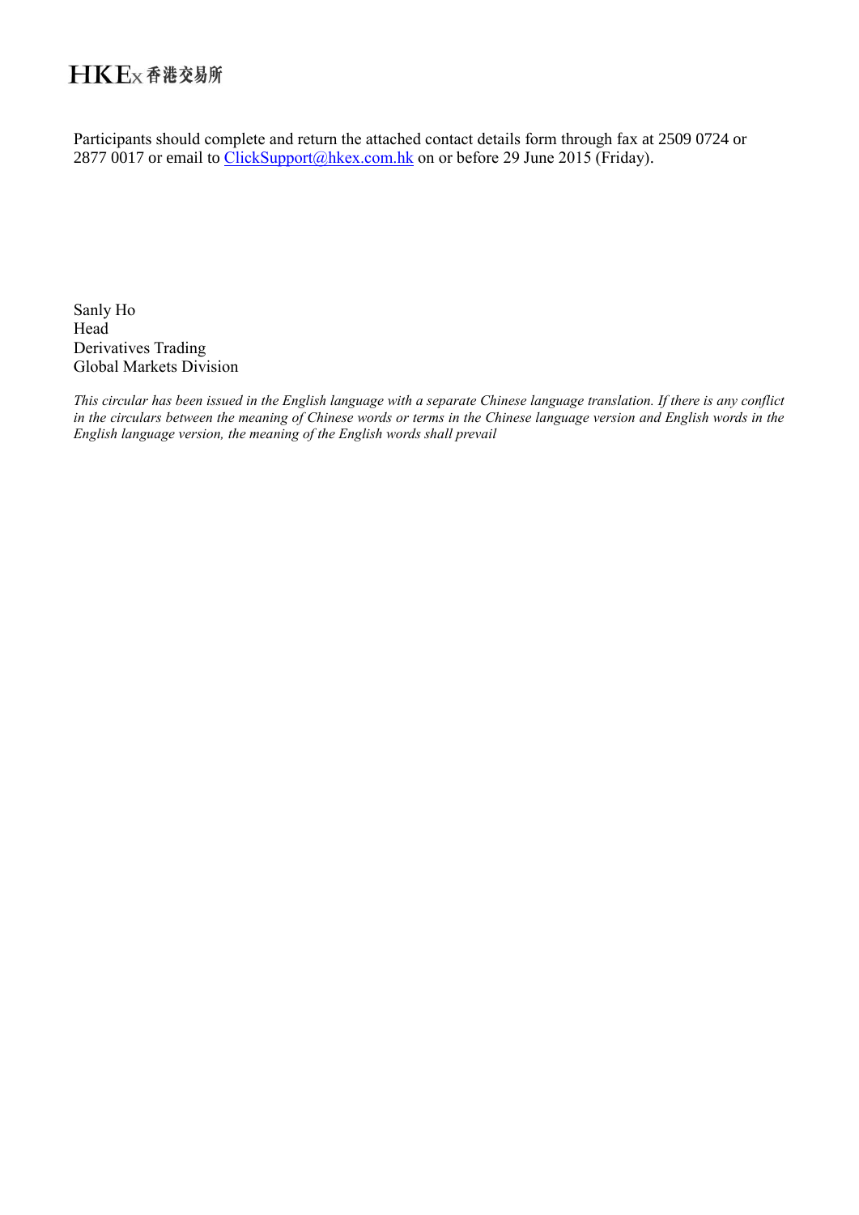Participants should complete and return the attached contact details form through fax at 2509 0724 or 2877 0017 or email to ClickSupport@hkex.com.hk on or before 29 June 2015 (Friday).

Sanly Ho  
Head  
Derivatives Trading  
Global Markets Division

*This circular has been issued in the English language with a separate Chinese language translation. If there is any conflict in the circulars between the meaning of Chinese words or terms in the Chinese language version and English words in the English language version, the meaning of the English words shall prevail*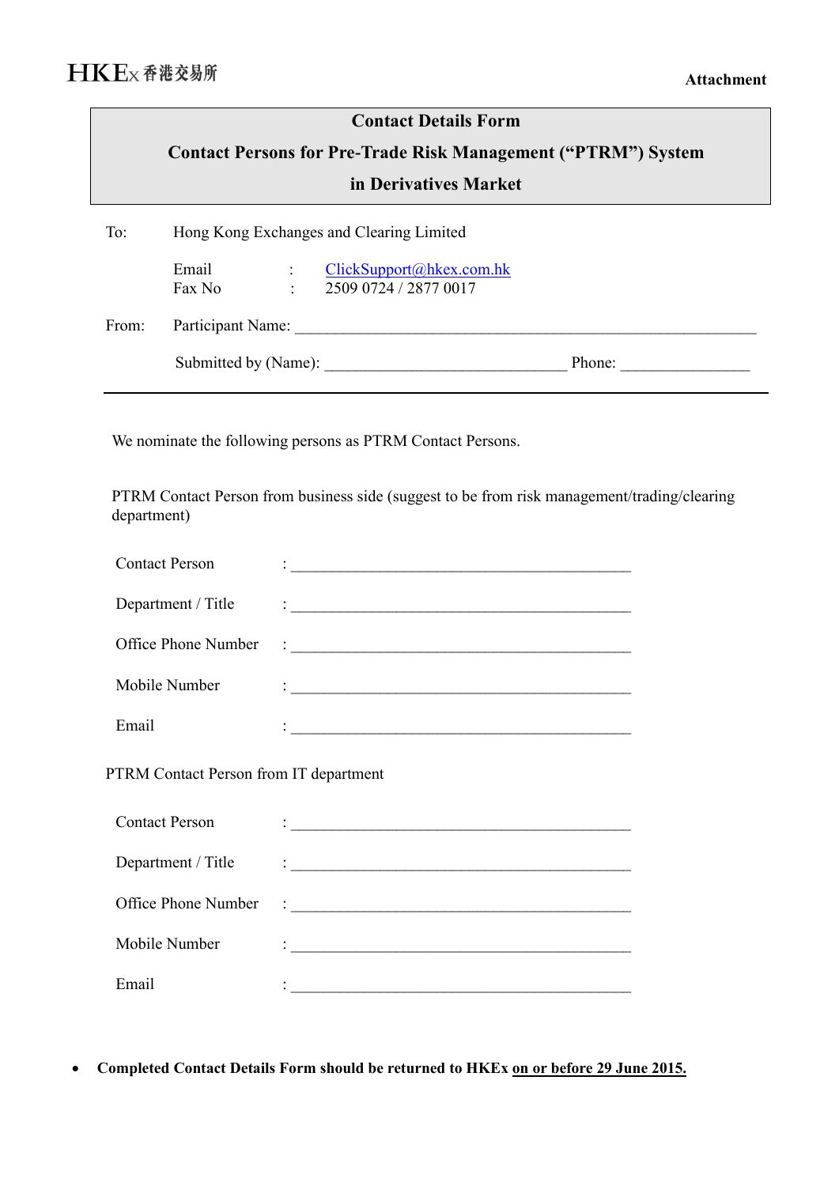HKEx 香港交易所

**Attachment**

**Contact Details Form**

**Contact Persons for Pre-Trade Risk Management ("PTRM") System in Derivatives Market**

To: Hong Kong Exchanges and Clearing Limited

Email : ClickSupport@hkex.com.hk
Fax No : 2509 0724 / 2877 0017

From: Participant Name: ______________________________________________________________

Submitted by (Name): ______________________________ Phone: ________________

---

We nominate the following persons as PTRM Contact Persons.

PTRM Contact Person from business side (suggest to be from risk management/trading/clearing department)

Contact Person : ____________________________________________

Department / Title : ____________________________________________

Office Phone Number : ____________________________________________

Mobile Number : ____________________________________________

Email : ____________________________________________

PTRM Contact Person from IT department

Contact Person : ____________________________________________

Department / Title : ____________________________________________

Office Phone Number : ____________________________________________

Mobile Number : ____________________________________________

Email : ____________________________________________

- **Completed Contact Details Form should be returned to HKEx <u>on or before 29 June 2015.</u>**